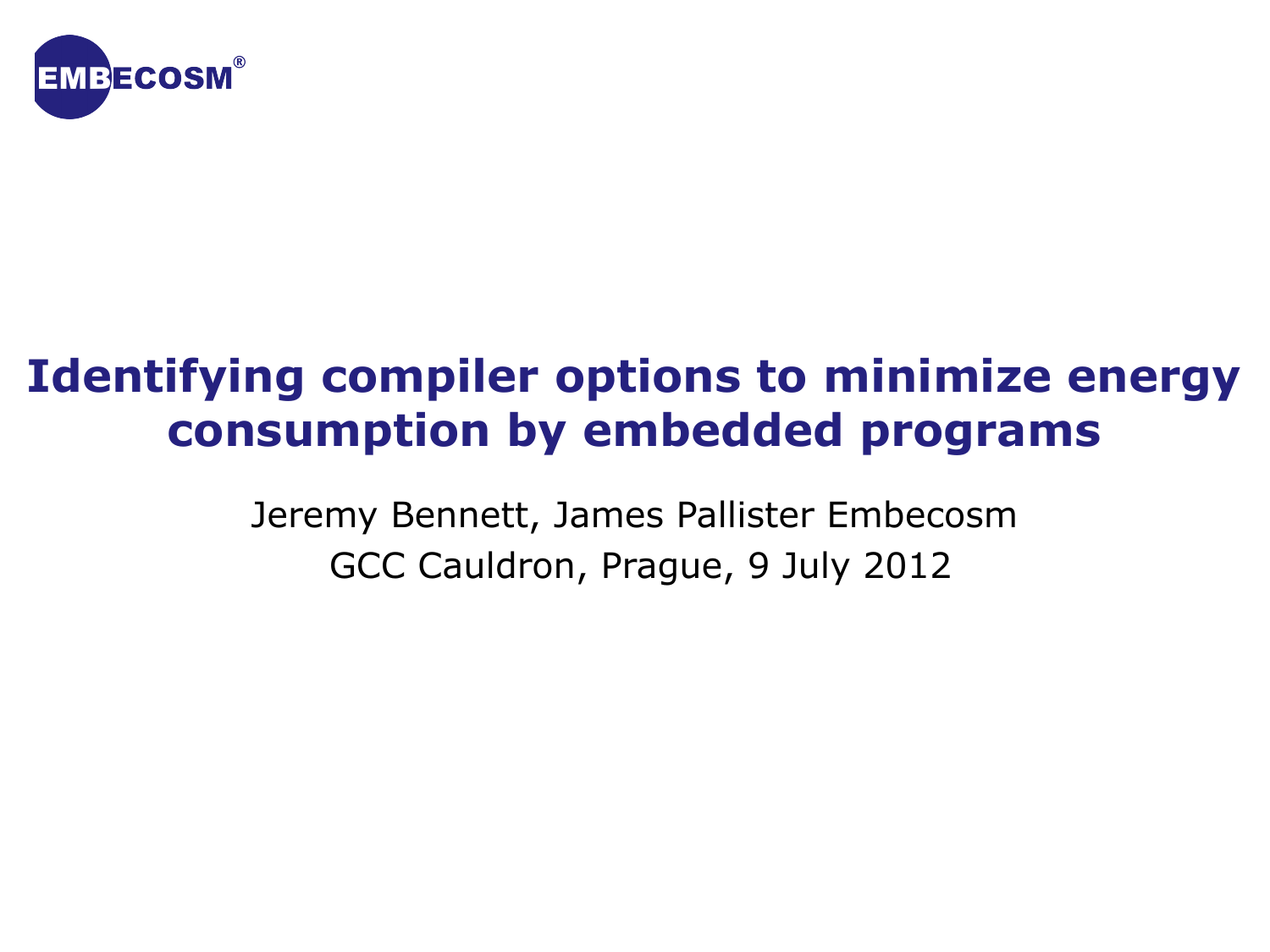EMBECOSM®

# Identifying compiler options to minimize energy consumption by embedded programs

Jeremy Bennett, James Pallister Embecosm

GCC Cauldron, Prague, 9 July 2012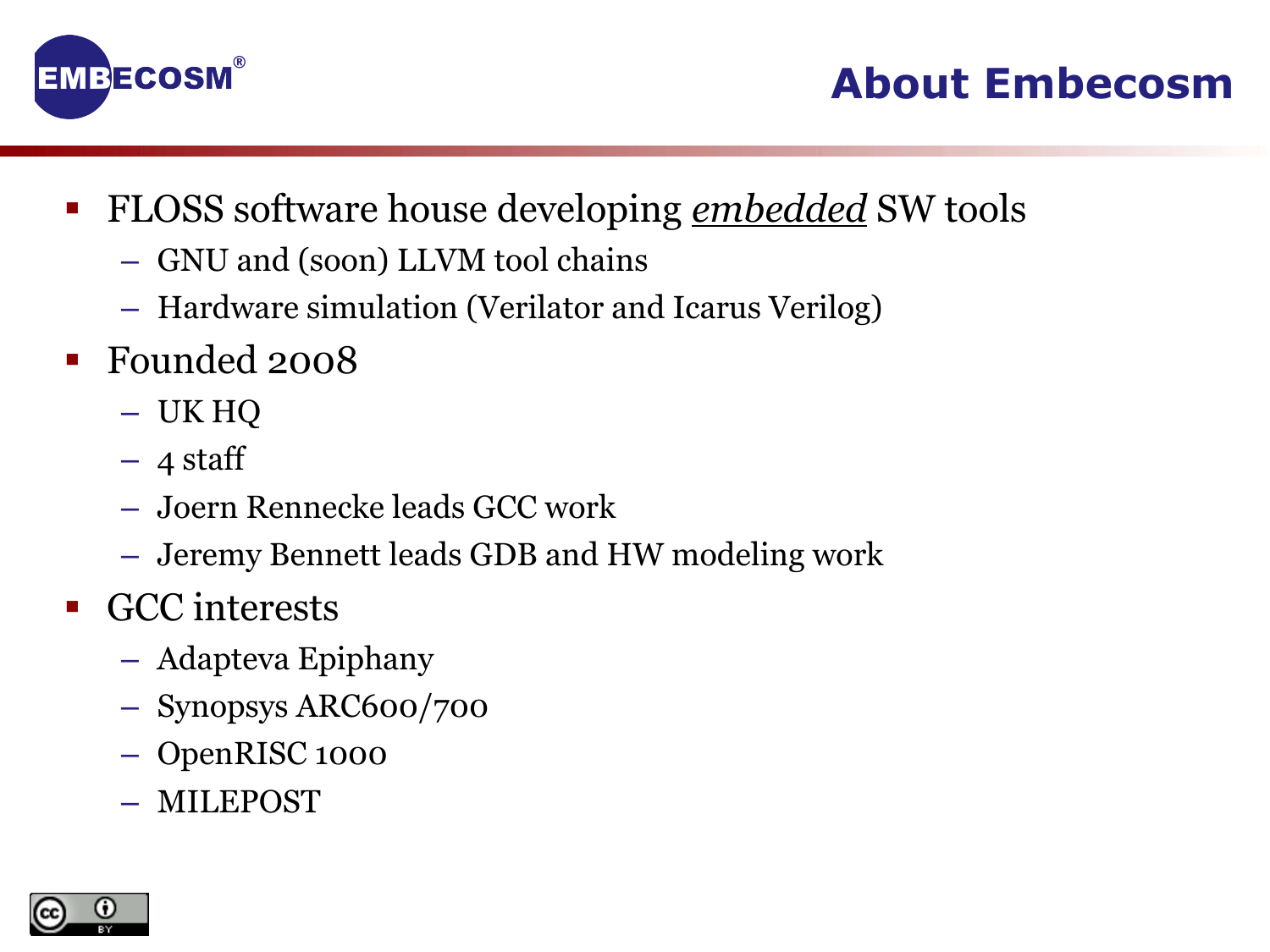# About Embecosm

- FLOSS software house developing *embedded* SW tools
  - GNU and (soon) LLVM tool chains
  - Hardware simulation (Verilator and Icarus Verilog)
- Founded 2008
  - UK HQ
  - 4 staff
  - Joern Rennecke leads GCC work
  - Jeremy Bennett leads GDB and HW modeling work
- GCC interests
  - Adapteva Epiphany
  - Synopsys ARC600/700
  - OpenRISC 1000
  - MILEPOST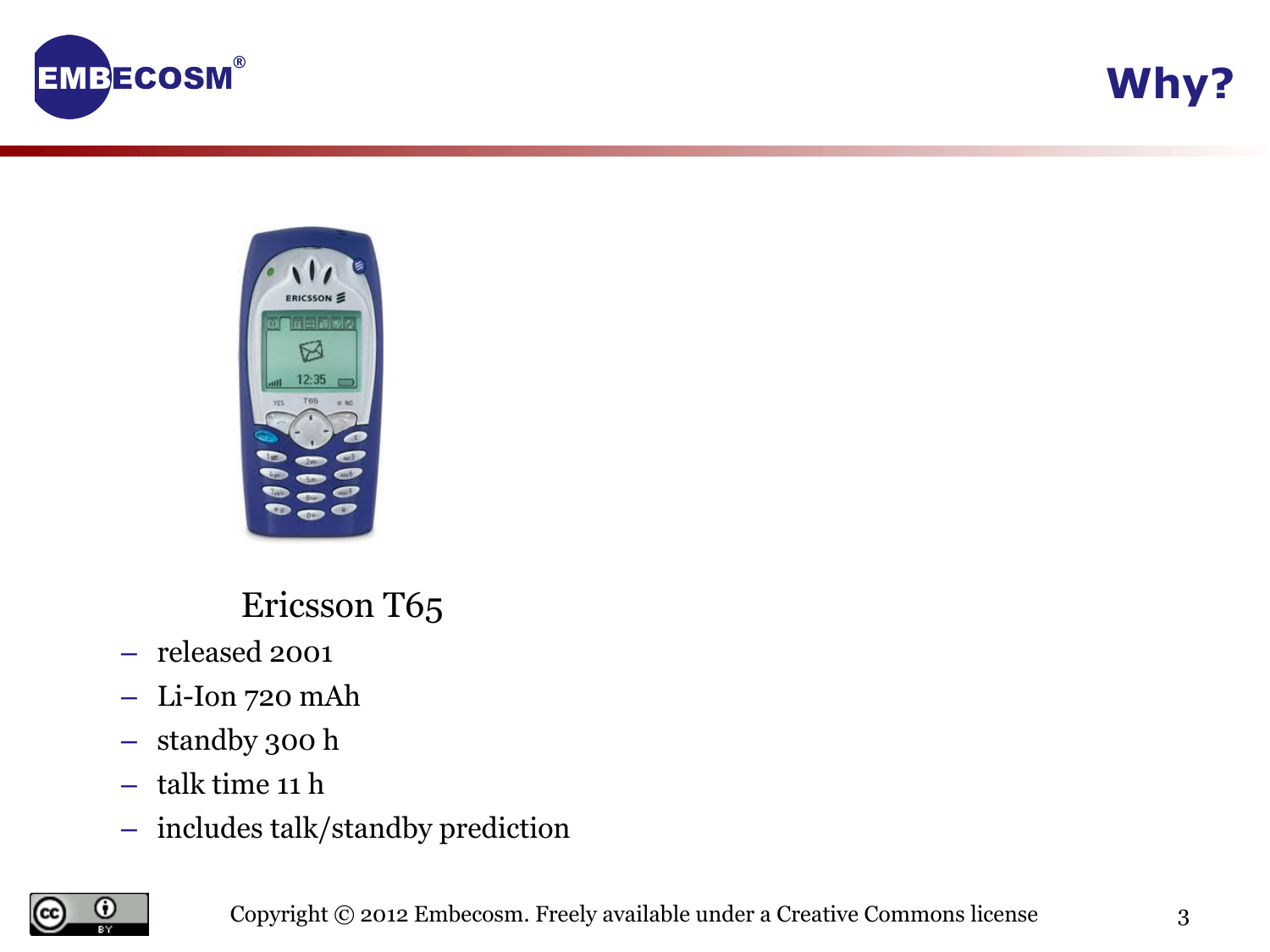# Why?

Ericsson T65

- released 2001
- Li-Ion 720 mAh
- standby 300 h
- talk time 11 h
- includes talk/standby prediction

Copyright © 2012 Embecosm. Freely available under a Creative Commons license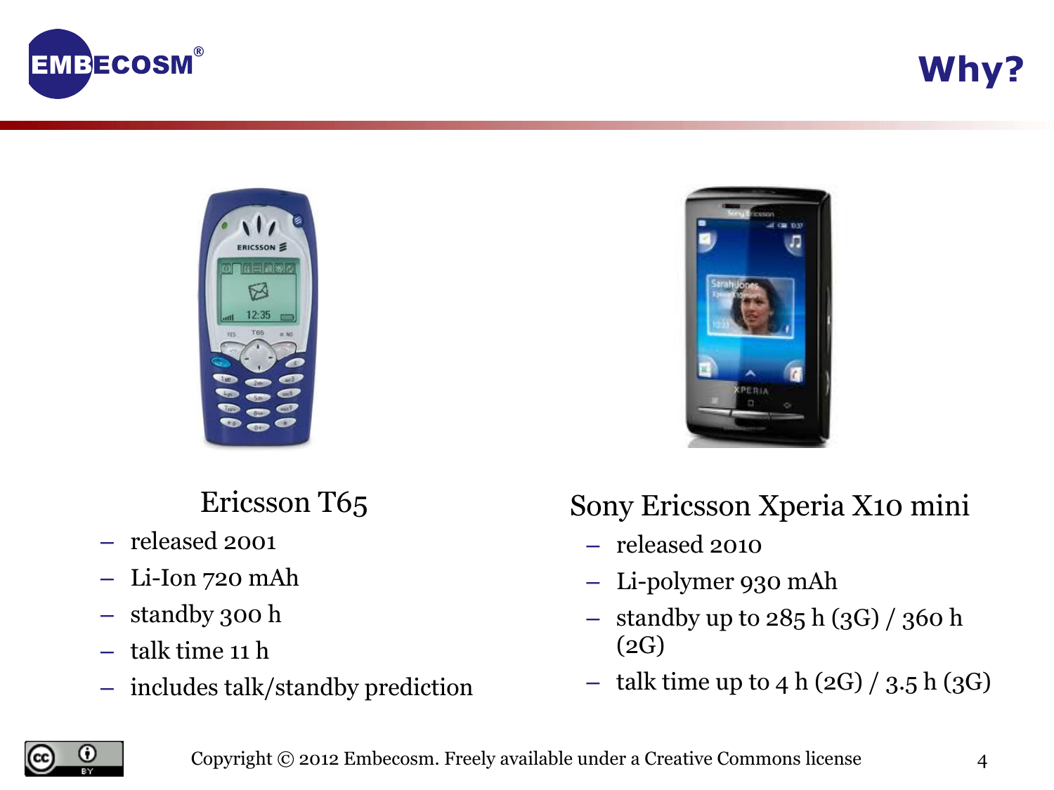# Why?

## Ericsson T65

- released 2001
- Li-Ion 720 mAh
- standby 300 h
- talk time 11 h
- includes talk/standby prediction

## Sony Ericsson Xperia X10 mini

- released 2010
- Li-polymer 930 mAh
- standby up to 285 h (3G) / 360 h (2G)
- talk time up to 4 h (2G) / 3.5 h (3G)

Copyright © 2012 Embecosm. Freely available under a Creative Commons license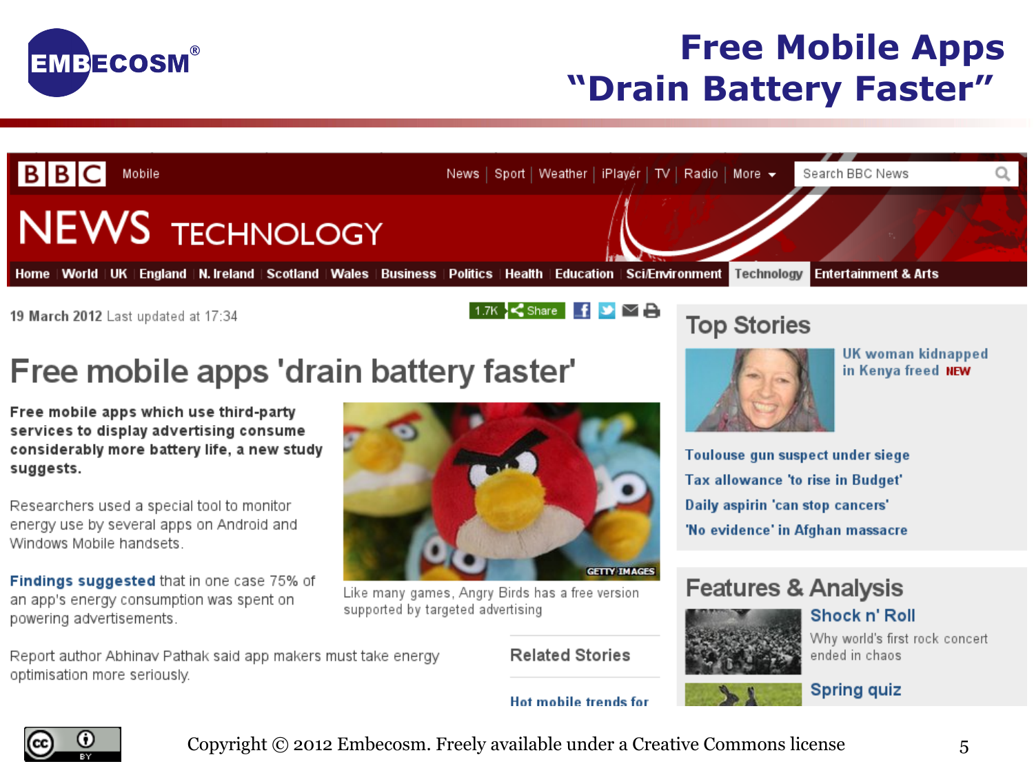# Free Mobile Apps "Drain Battery Faster"

BBC Mobile — News | Sport | Weather | iPlayer | TV | Radio | More

NEWS TECHNOLOGY

Home | World | UK | England | N. Ireland | Scotland | Wales | Business | Politics | Health | Education | Sci/Environment | Technology | Entertainment & Arts

19 March 2012 Last updated at 17:34

## Free mobile apps 'drain battery faster'

**Free mobile apps which use third-party services to display advertising consume considerably more battery life, a new study suggests.**

Researchers used a special tool to monitor energy use by several apps on Android and Windows Mobile handsets.

**Findings suggested** that in one case 75% of an app's energy consumption was spent on powering advertisements.

Like many games, Angry Birds has a free version supported by targeted advertising

Report author Abhinav Pathak said app makers must take energy optimisation more seriously.

Related Stories

Hot mobile trends for

### Top Stories

UK woman kidnapped in Kenya freed NEW

Toulouse gun suspect under siege

Tax allowance 'to rise in Budget'

Daily aspirin 'can stop cancers'

'No evidence' in Afghan massacre

### Features & Analysis

**Shock n' Roll**

Why world's first rock concert ended in chaos

**Spring quiz**

Copyright © 2012 Embecosm. Freely available under a Creative Commons license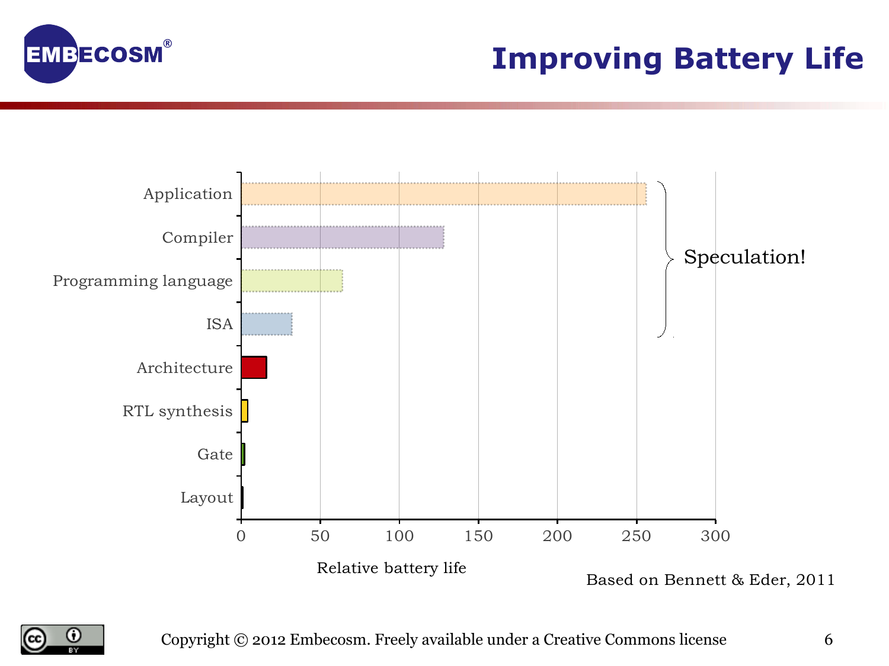# Improving Battery Life

| Level | Relative battery life |
| --- | --- |
| Application | 256 |
| Compiler | 128 |
| Programming language | 64 |
| ISA | 32 |
| Architecture | 16 |
| RTL synthesis | 4 |
| Gate | 2 |
| Layout | 1 |

Application, Compiler, Programming language, ISA: Speculation!

Relative battery life

Based on Bennett & Eder, 2011

Copyright © 2012 Embecosm. Freely available under a Creative Commons license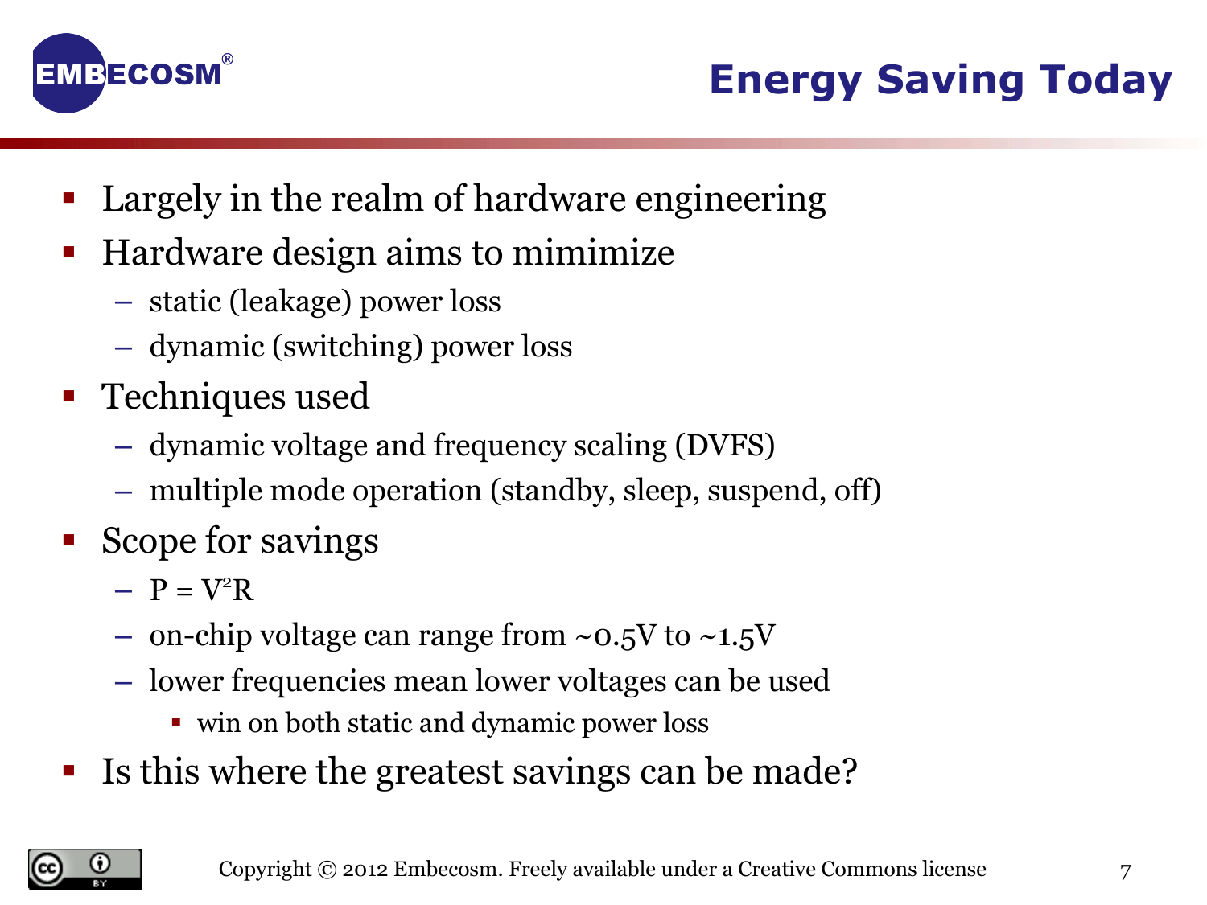# Energy Saving Today

- Largely in the realm of hardware engineering
- Hardware design aims to mimimize
  - static (leakage) power loss
  - dynamic (switching) power loss
- Techniques used
  - dynamic voltage and frequency scaling (DVFS)
  - multiple mode operation (standby, sleep, suspend, off)
- Scope for savings
  - $P = V^2R$
  - on-chip voltage can range from ~0.5V to ~1.5V
  - lower frequencies mean lower voltages can be used
    - win on both static and dynamic power loss
- Is this where the greatest savings can be made?

Copyright © 2012 Embecosm. Freely available under a Creative Commons license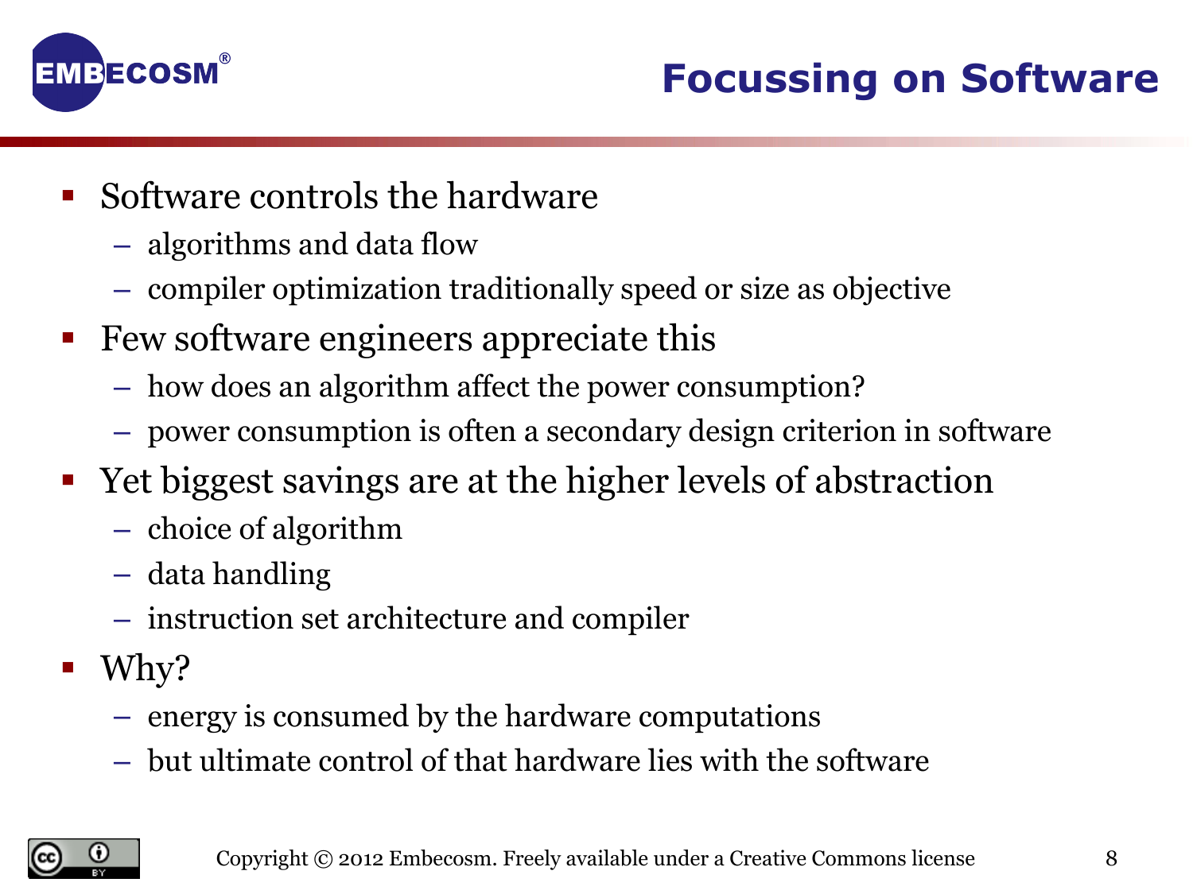# Focussing on Software

- Software controls the hardware
  - algorithms and data flow
  - compiler optimization traditionally speed or size as objective
- Few software engineers appreciate this
  - how does an algorithm affect the power consumption?
  - power consumption is often a secondary design criterion in software
- Yet biggest savings are at the higher levels of abstraction
  - choice of algorithm
  - data handling
  - instruction set architecture and compiler
- Why?
  - energy is consumed by the hardware computations
  - but ultimate control of that hardware lies with the software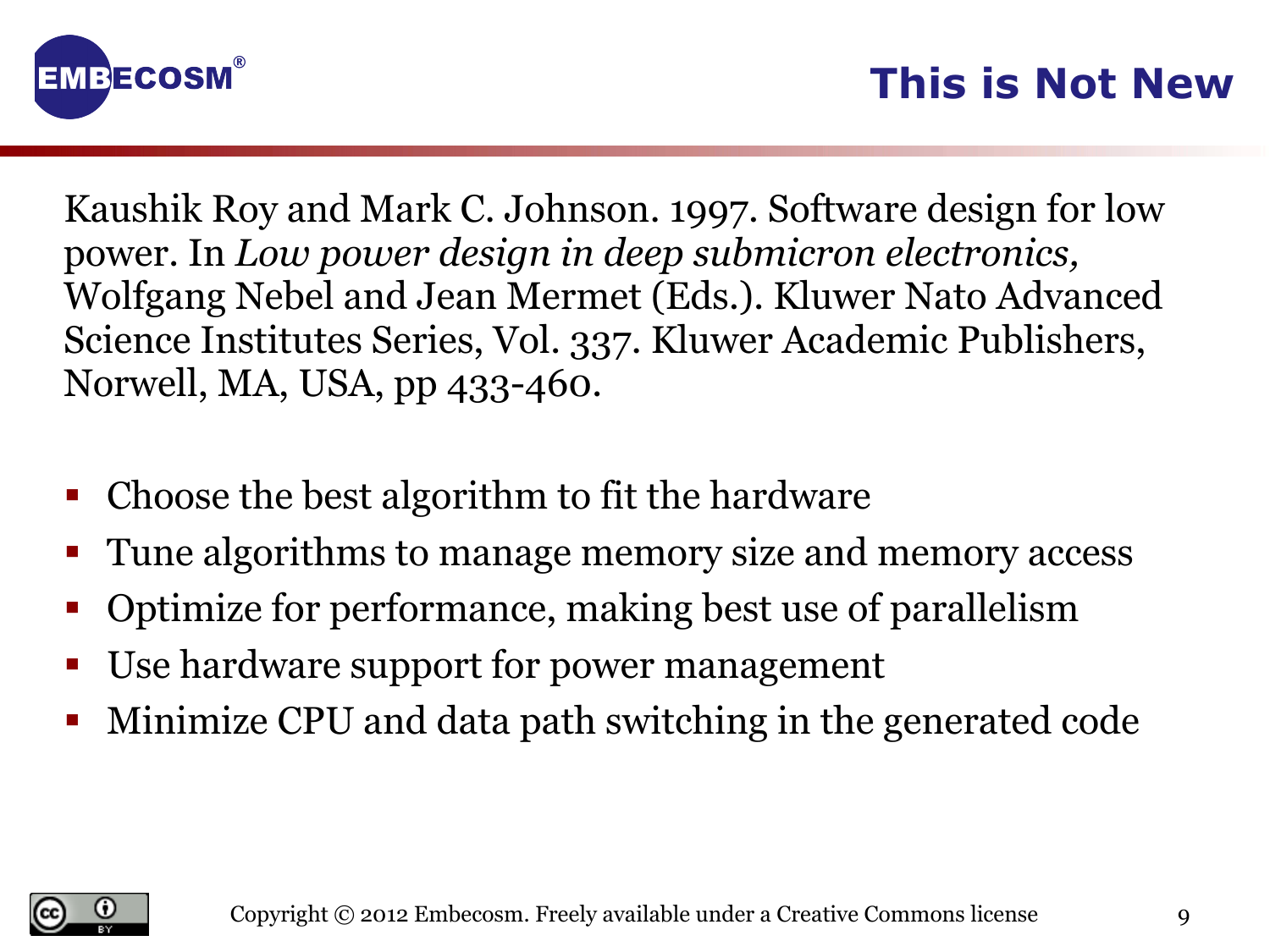# This is Not New

Kaushik Roy and Mark C. Johnson. 1997. Software design for low power. In *Low power design in deep submicron electronics,* Wolfgang Nebel and Jean Mermet (Eds.). Kluwer Nato Advanced Science Institutes Series, Vol. 337. Kluwer Academic Publishers, Norwell, MA, USA, pp 433-460.

- Choose the best algorithm to fit the hardware
- Tune algorithms to manage memory size and memory access
- Optimize for performance, making best use of parallelism
- Use hardware support for power management
- Minimize CPU and data path switching in the generated code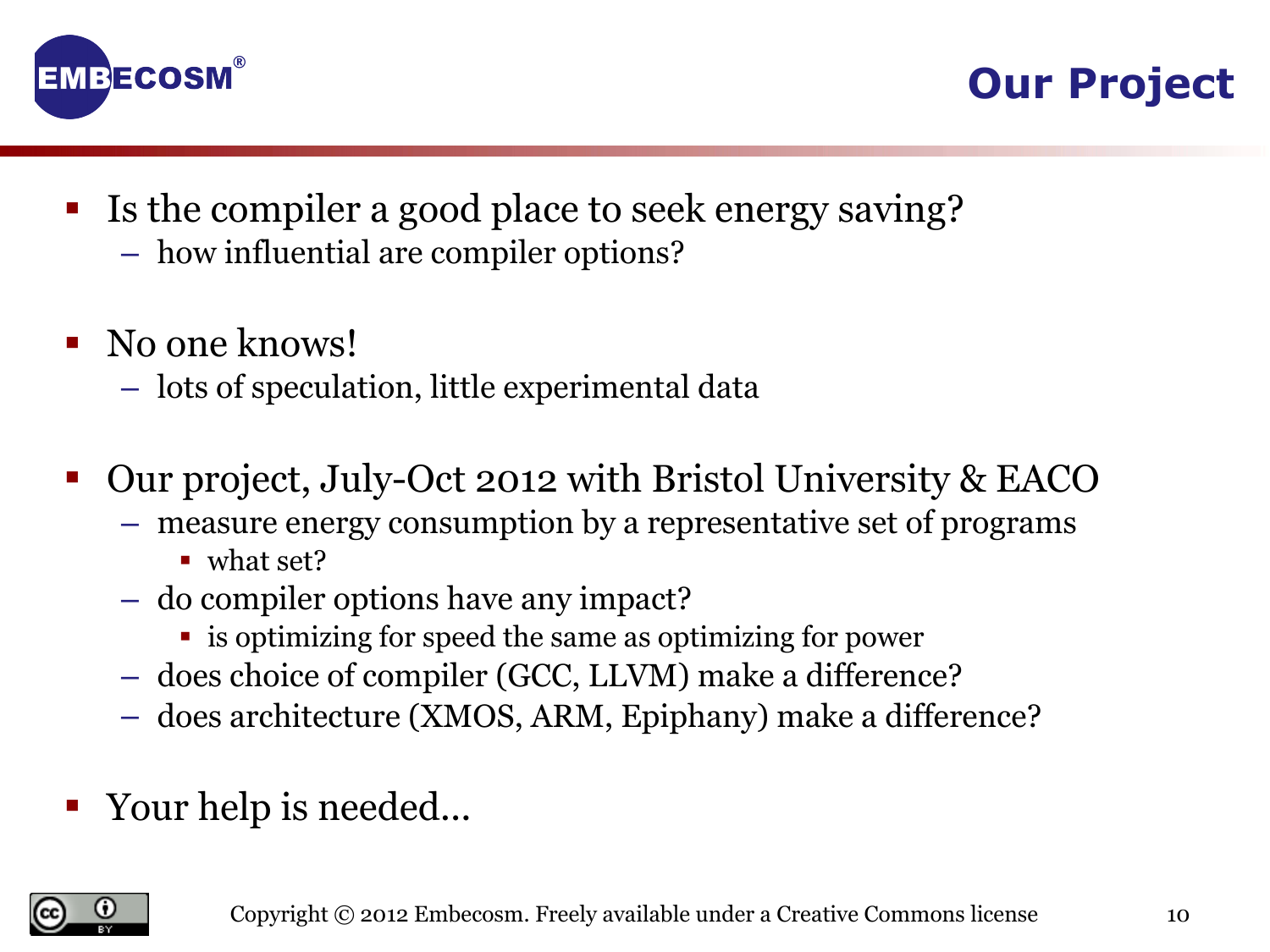# Our Project

- Is the compiler a good place to seek energy saving?
  - how influential are compiler options?
- No one knows!
  - lots of speculation, little experimental data
- Our project, July-Oct 2012 with Bristol University & EACO
  - measure energy consumption by a representative set of programs
    - what set?
  - do compiler options have any impact?
    - is optimizing for speed the same as optimizing for power
  - does choice of compiler (GCC, LLVM) make a difference?
  - does architecture (XMOS, ARM, Epiphany) make a difference?
- Your help is needed...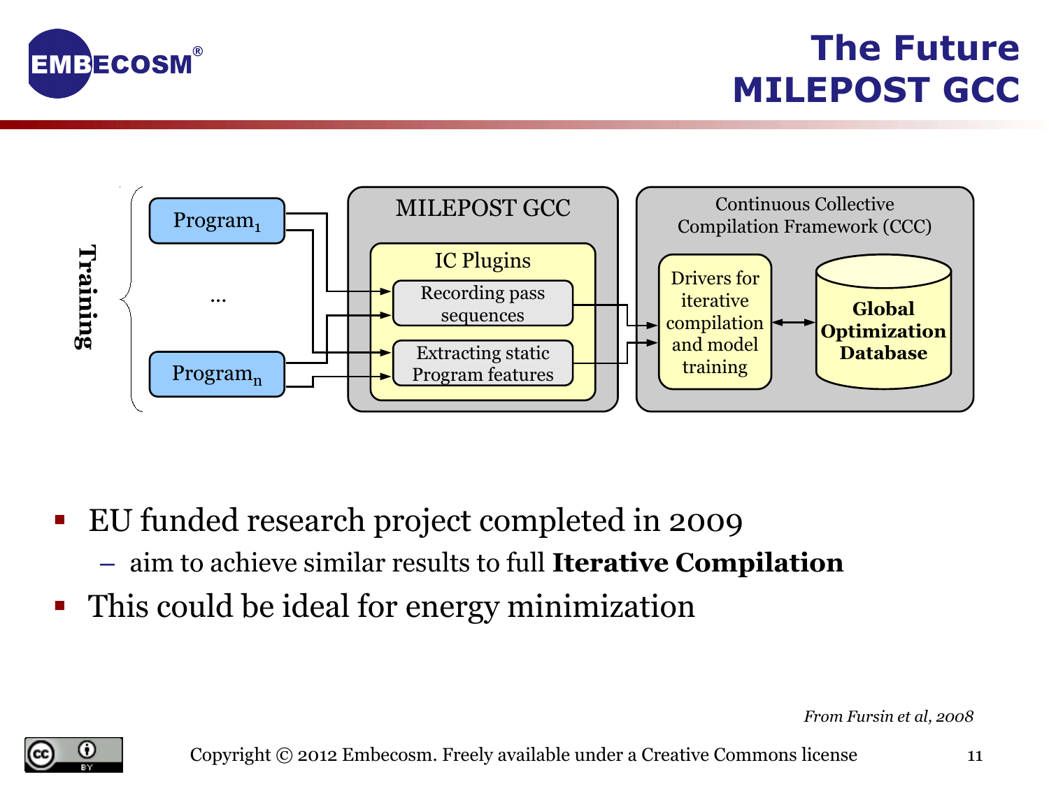# The Future
# MILEPOST GCC

Training

Program$_1$

...

Program$_n$

MILEPOST GCC

IC Plugins

Recording pass sequences

Extracting static Program features

Continuous Collective Compilation Framework (CCC)

Drivers for iterative compilation and model training

**Global Optimization Database**

- EU funded research project completed in 2009
  - aim to achieve similar results to full **Iterative Compilation**
- This could be ideal for energy minimization

*From Fursin et al, 2008*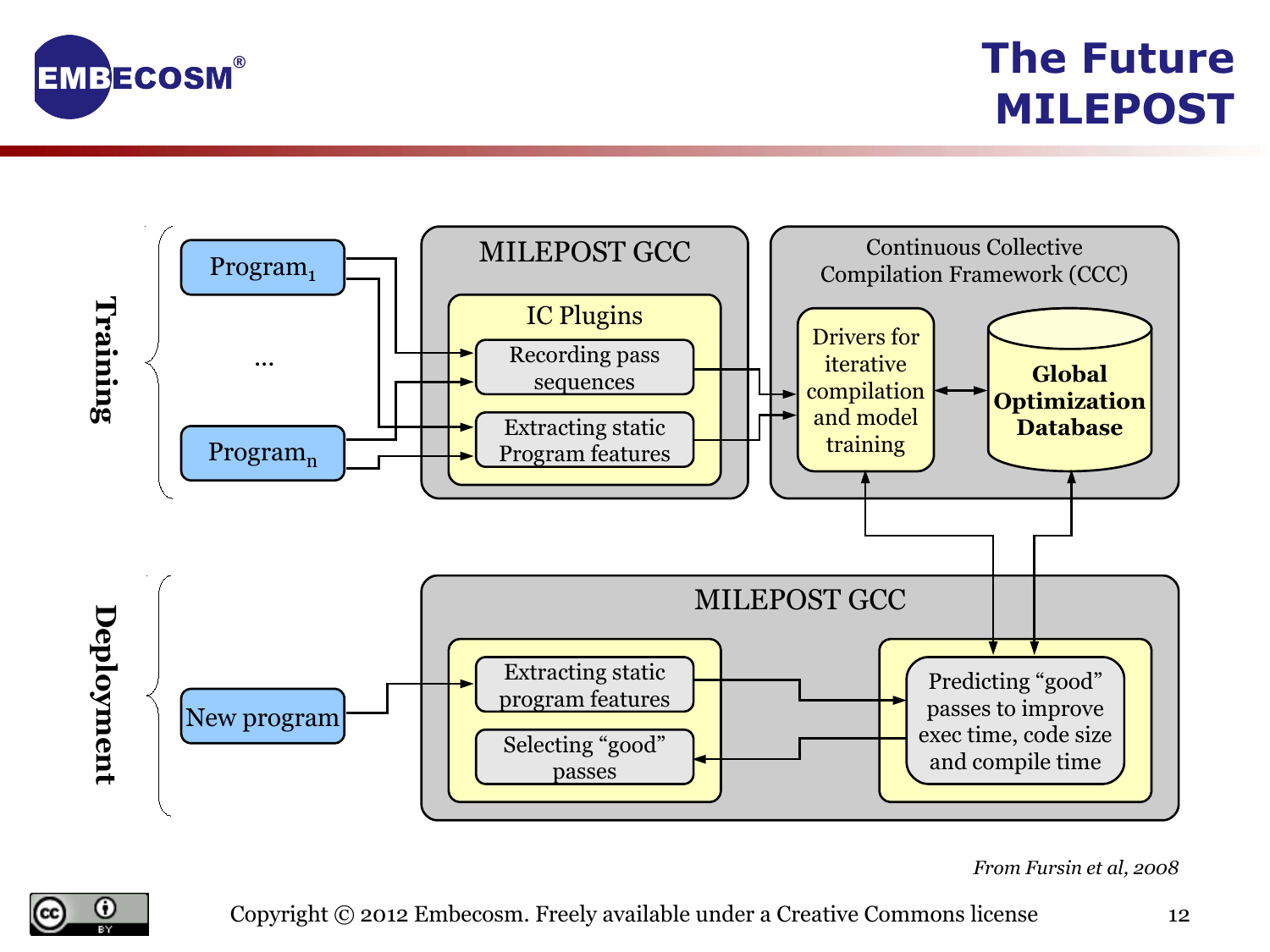# The Future MILEPOST

**Training**

- Program$_1$
- ...
- Program$_n$

**MILEPOST GCC**

- IC Plugins
  - Recording pass sequences
  - Extracting static Program features

**Continuous Collective Compilation Framework (CCC)**

- Drivers for iterative compilation and model training
- **Global Optimization Database**

**Deployment**

- New program

**MILEPOST GCC**

- Extracting static program features
- Selecting "good" passes
- Predicting "good" passes to improve exec time, code size and compile time

*From Fursin et al, 2008*

Copyright © 2012 Embecosm. Freely available under a Creative Commons license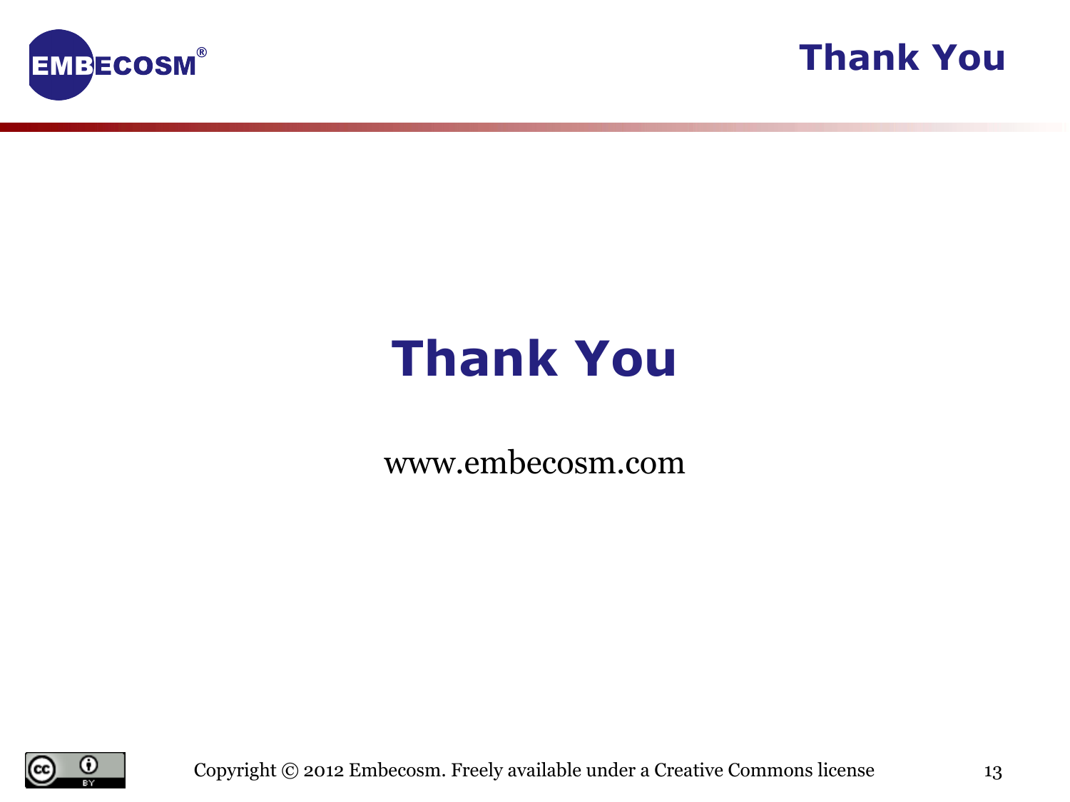# Thank You

## Thank You

www.embecosm.com

Copyright © 2012 Embecosm. Freely available under a Creative Commons license